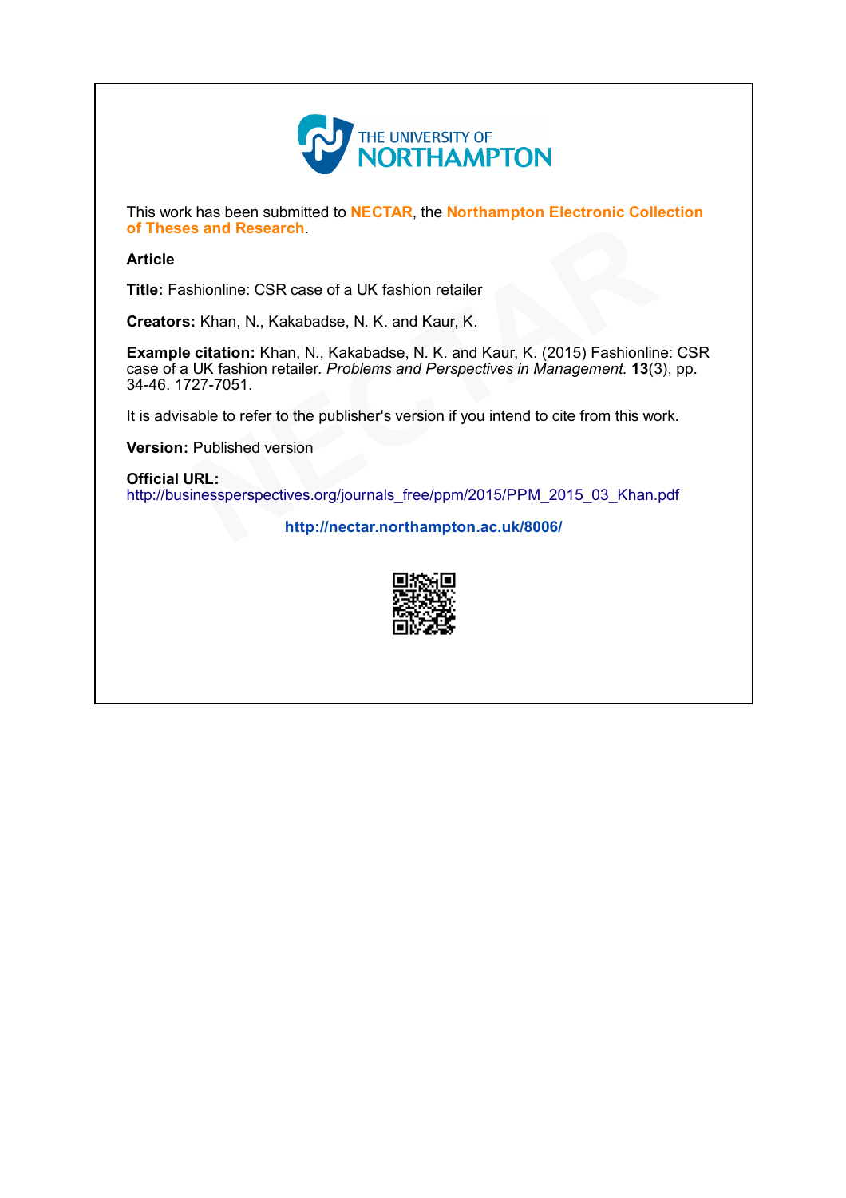THE UNIVERSITY OF NORTHAMPTON

This work has been submitted to **NECTAR**, the **Northampton Electronic Collection of Theses and Research**.

**Article**

**Title:** Fashionline: CSR case of a UK fashion retailer

**Creators:** Khan, N., Kakabadse, N. K. and Kaur, K.

**Example citation:** Khan, N., Kakabadse, N. K. and Kaur, K. (2015) Fashionline: CSR case of a UK fashion retailer. *Problems and Perspectives in Management.* **13**(3), pp. 34-46. 1727-7051.

It is advisable to refer to the publisher's version if you intend to cite from this work.

**Version:** Published version

**Official URL:**
http://businessperspectives.org/journals_free/ppm/2015/PPM_2015_03_Khan.pdf

**http://nectar.northampton.ac.uk/8006/**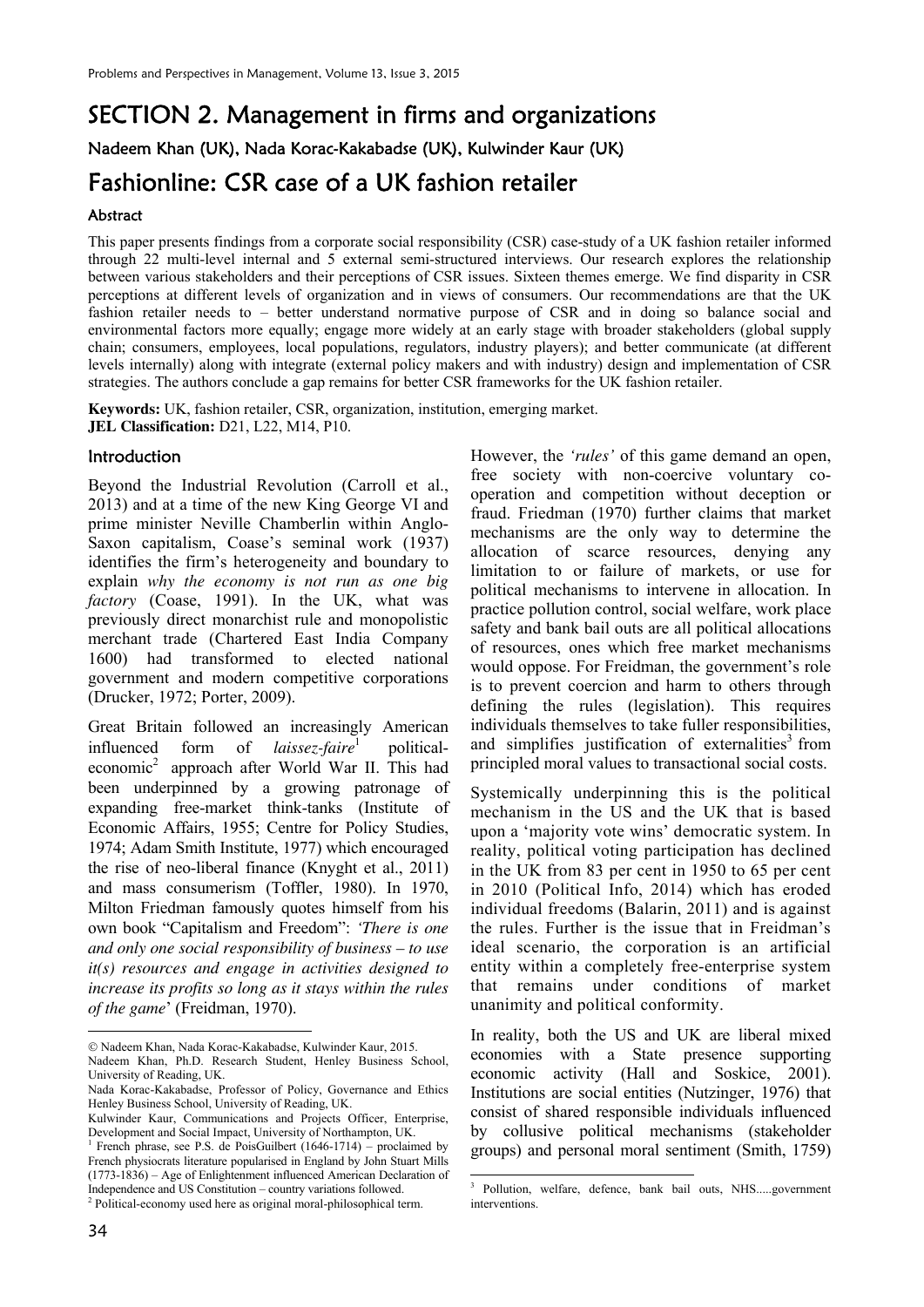# SECTION 2. Management in firms and organizations

## Nadeem Khan (UK), Nada Korac-Kakabadse (UK), Kulwinder Kaur (UK)

# Fashionline: CSR case of a UK fashion retailer

### Abstract

This paper presents findings from a corporate social responsibility (CSR) case-study of a UK fashion retailer informed through 22 multi-level internal and 5 external semi-structured interviews. Our research explores the relationship between various stakeholders and their perceptions of CSR issues. Sixteen themes emerge. We find disparity in CSR perceptions at different levels of organization and in views of consumers. Our recommendations are that the UK fashion retailer needs to – better understand normative purpose of CSR and in doing so balance social and environmental factors more equally; engage more widely at an early stage with broader stakeholders (global supply chain; consumers, employees, local populations, regulators, industry players); and better communicate (at different levels internally) along with integrate (external policy makers and with industry) design and implementation of CSR strategies. The authors conclude a gap remains for better CSR frameworks for the UK fashion retailer.

**Keywords:** UK, fashion retailer, CSR, organization, institution, emerging market.
**JEL Classification:** D21, L22, M14, P10.

### Introduction

Beyond the Industrial Revolution (Carroll et al., 2013) and at a time of the new King George VI and prime minister Neville Chamberlin within Anglo-Saxon capitalism, Coase's seminal work (1937) identifies the firm's heterogeneity and boundary to explain *why the economy is not run as one big factory* (Coase, 1991). In the UK, what was previously direct monarchist rule and monopolistic merchant trade (Chartered East India Company 1600) had transformed to elected national government and modern competitive corporations (Drucker, 1972; Porter, 2009).

Great Britain followed an increasingly American influenced form of *laissez-faire*[1] political-economic[2] approach after World War II. This had been underpinned by a growing patronage of expanding free-market think-tanks (Institute of Economic Affairs, 1955; Centre for Policy Studies, 1974; Adam Smith Institute, 1977) which encouraged the rise of neo-liberal finance (Knyght et al., 2011) and mass consumerism (Toffler, 1980). In 1970, Milton Friedman famously quotes himself from his own book "Capitalism and Freedom": *'There is one and only one social responsibility of business – to use it(s) resources and engage in activities designed to increase its profits so long as it stays within the rules of the game'* (Freidman, 1970).

However, the *'rules'* of this game demand an open, free society with non-coercive voluntary co-operation and competition without deception or fraud. Friedman (1970) further claims that market mechanisms are the only way to determine the allocation of scarce resources, denying any limitation to or failure of markets, or use for political mechanisms to intervene in allocation. In practice pollution control, social welfare, work place safety and bank bail outs are all political allocations of resources, ones which free market mechanisms would oppose. For Freidman, the government's role is to prevent coercion and harm to others through defining the rules (legislation). This requires individuals themselves to take fuller responsibilities, and simplifies justification of externalities[3] from principled moral values to transactional social costs.

Systemically underpinning this is the political mechanism in the US and the UK that is based upon a 'majority vote wins' democratic system. In reality, political voting participation has declined in the UK from 83 per cent in 1950 to 65 per cent in 2010 (Political Info, 2014) which has eroded individual freedoms (Balarin, 2011) and is against the rules. Further is the issue that in Freidman's ideal scenario, the corporation is an artificial entity within a completely free-enterprise system that remains under conditions of market unanimity and political conformity.

In reality, both the US and UK are liberal mixed economies with a State presence supporting economic activity (Hall and Soskice, 2001). Institutions are social entities (Nutzinger, 1976) that consist of shared responsible individuals influenced by collusive political mechanisms (stakeholder groups) and personal moral sentiment (Smith, 1759)

---

© Nadeem Khan, Nada Korac-Kakabadse, Kulwinder Kaur, 2015.
Nadeem Khan, Ph.D. Research Student, Henley Business School, University of Reading, UK.
Nada Korac-Kakabadse, Professor of Policy, Governance and Ethics Henley Business School, University of Reading, UK.
Kulwinder Kaur, Communications and Projects Officer, Enterprise, Development and Social Impact, University of Northampton, UK.

[1] French phrase, see P.S. de PoisGuilbert (1646-1714) – proclaimed by French physiocrats literature popularised in England by John Stuart Mills (1773-1836) – Age of Enlightenment influenced American Declaration of Independence and US Constitution – country variations followed.

[2] Political-economy used here as original moral-philosophical term.

[3] Pollution, welfare, defence, bank bail outs, NHS.....government interventions.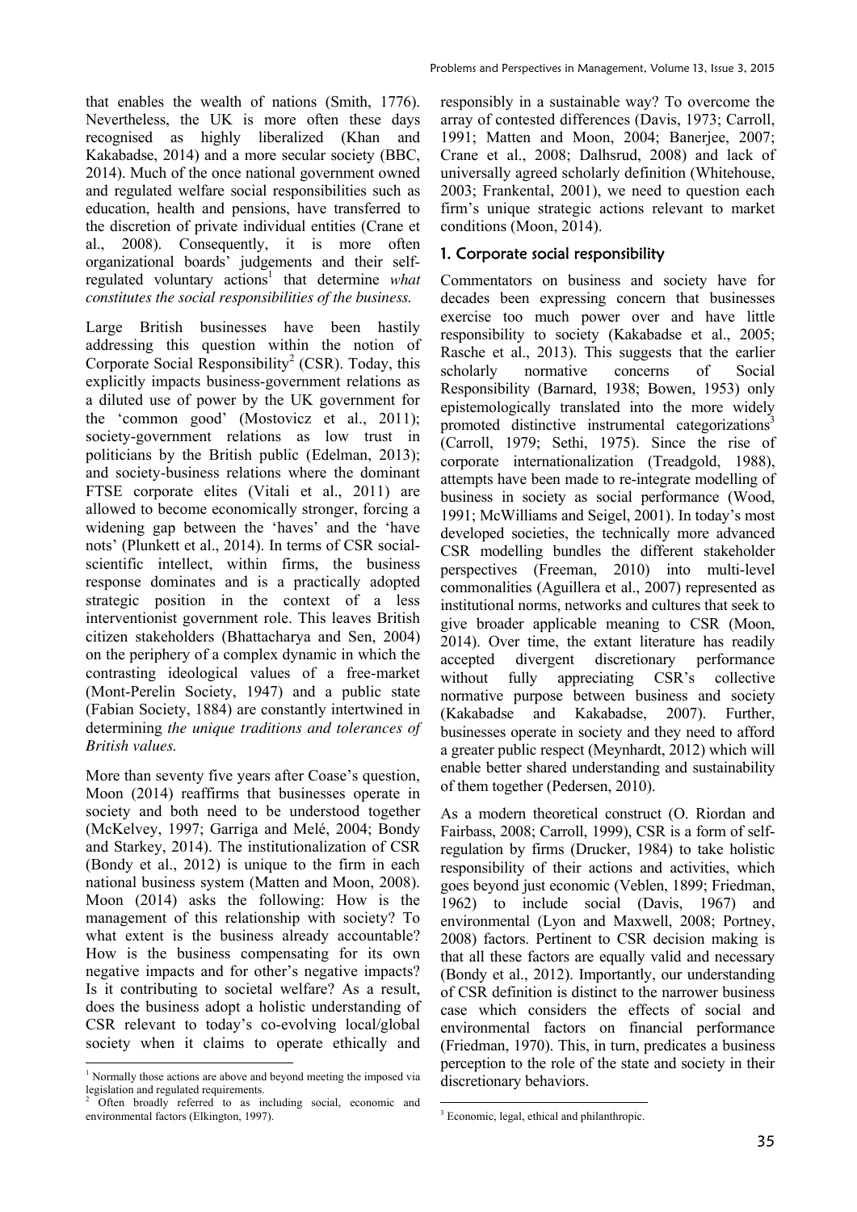that enables the wealth of nations (Smith, 1776). Nevertheless, the UK is more often these days recognised as highly liberalized (Khan and Kakabadse, 2014) and a more secular society (BBC, 2014). Much of the once national government owned and regulated welfare social responsibilities such as education, health and pensions, have transferred to the discretion of private individual entities (Crane et al., 2008). Consequently, it is more often organizational boards' judgements and their self-regulated voluntary actions[1] that determine *what constitutes the social responsibilities of the business.*

Large British businesses have been hastily addressing this question within the notion of Corporate Social Responsibility[2] (CSR). Today, this explicitly impacts business-government relations as a diluted use of power by the UK government for the 'common good' (Mostovicz et al., 2011); society-government relations as low trust in politicians by the British public (Edelman, 2013); and society-business relations where the dominant FTSE corporate elites (Vitali et al., 2011) are allowed to become economically stronger, forcing a widening gap between the 'haves' and the 'have nots' (Plunkett et al., 2014). In terms of CSR social-scientific intellect, within firms, the business response dominates and is a practically adopted strategic position in the context of a less interventionist government role. This leaves British citizen stakeholders (Bhattacharya and Sen, 2004) on the periphery of a complex dynamic in which the contrasting ideological values of a free-market (Mont-Perelin Society, 1947) and a public state (Fabian Society, 1884) are constantly intertwined in determining *the unique traditions and tolerances of British values.*

More than seventy five years after Coase's question, Moon (2014) reaffirms that businesses operate in society and both need to be understood together (McKelvey, 1997; Garriga and Melé, 2004; Bondy and Starkey, 2014). The institutionalization of CSR (Bondy et al., 2012) is unique to the firm in each national business system (Matten and Moon, 2008). Moon (2014) asks the following: How is the management of this relationship with society? To what extent is the business already accountable? How is the business compensating for its own negative impacts and for other's negative impacts? Is it contributing to societal welfare? As a result, does the business adopt a holistic understanding of CSR relevant to today's co-evolving local/global society when it claims to operate ethically and responsibly in a sustainable way? To overcome the array of contested differences (Davis, 1973; Carroll, 1991; Matten and Moon, 2004; Banerjee, 2007; Crane et al., 2008; Dalhsrud, 2008) and lack of universally agreed scholarly definition (Whitehouse, 2003; Frankental, 2001), we need to question each firm's unique strategic actions relevant to market conditions (Moon, 2014).

## 1. Corporate social responsibility

Commentators on business and society have for decades been expressing concern that businesses exercise too much power over and have little responsibility to society (Kakabadse et al., 2005; Rasche et al., 2013). This suggests that the earlier scholarly normative concerns of Social Responsibility (Barnard, 1938; Bowen, 1953) only epistemologically translated into the more widely promoted distinctive instrumental categorizations[3] (Carroll, 1979; Sethi, 1975). Since the rise of corporate internationalization (Treadgold, 1988), attempts have been made to re-integrate modelling of business in society as social performance (Wood, 1991; McWilliams and Seigel, 2001). In today's most developed societies, the technically more advanced CSR modelling bundles the different stakeholder perspectives (Freeman, 2010) into multi-level commonalities (Aguillera et al., 2007) represented as institutional norms, networks and cultures that seek to give broader applicable meaning to CSR (Moon, 2014). Over time, the extant literature has readily accepted divergent discretionary performance without fully appreciating CSR's collective normative purpose between business and society (Kakabadse and Kakabadse, 2007). Further, businesses operate in society and they need to afford a greater public respect (Meynhardt, 2012) which will enable better shared understanding and sustainability of them together (Pedersen, 2010).

As a modern theoretical construct (O. Riordan and Fairbass, 2008; Carroll, 1999), CSR is a form of self-regulation by firms (Drucker, 1984) to take holistic responsibility of their actions and activities, which goes beyond just economic (Veblen, 1899; Friedman, 1962) to include social (Davis, 1967) and environmental (Lyon and Maxwell, 2008; Portney, 2008) factors. Pertinent to CSR decision making is that all these factors are equally valid and necessary (Bondy et al., 2012). Importantly, our understanding of CSR definition is distinct to the narrower business case which considers the effects of social and environmental factors on financial performance (Friedman, 1970). This, in turn, predicates a business perception to the role of the state and society in their discretionary behaviors.

[1] Normally those actions are above and beyond meeting the imposed via legislation and regulated requirements.

[2] Often broadly referred to as including social, economic and environmental factors (Elkington, 1997).

[3] Economic, legal, ethical and philanthropic.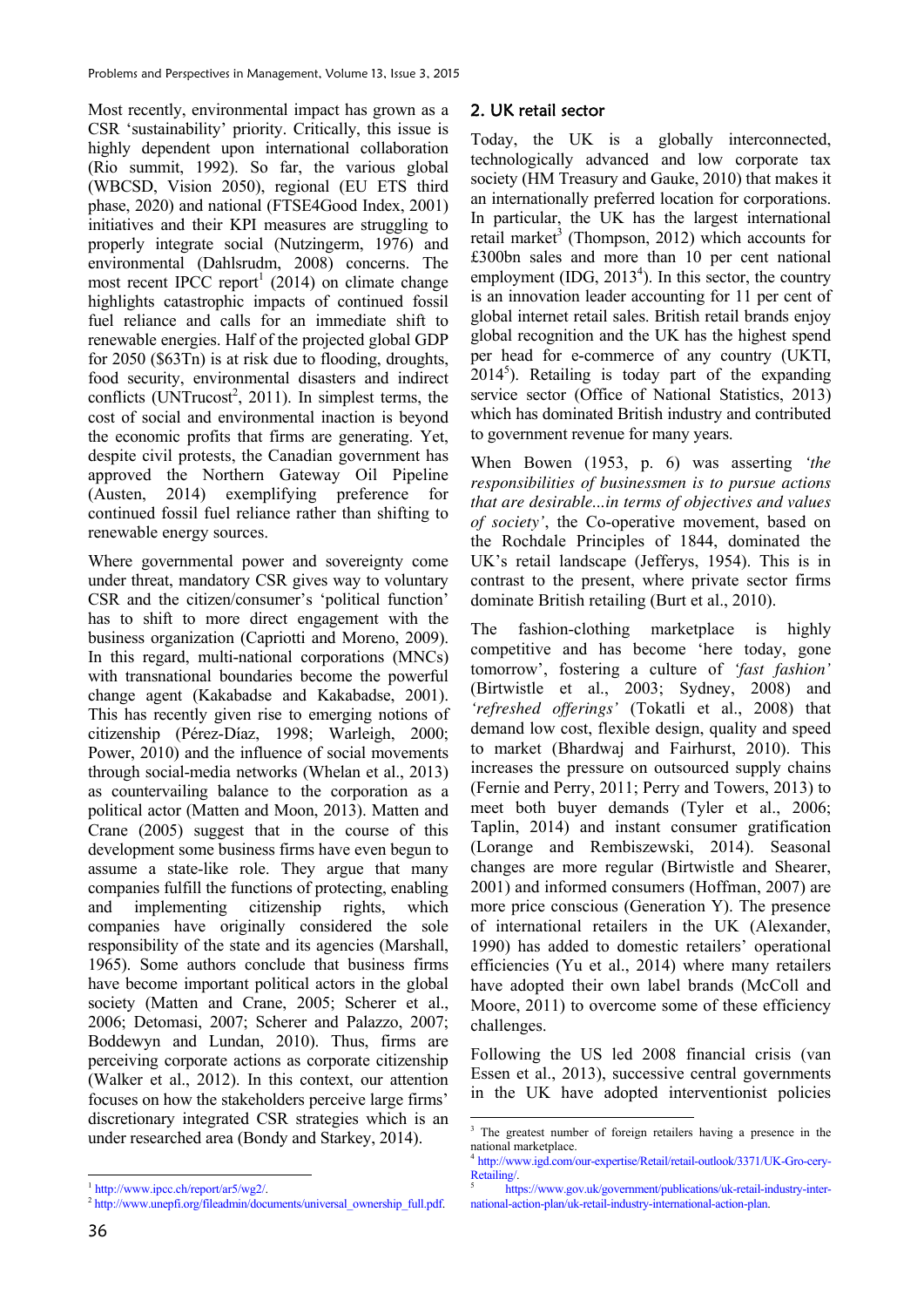Most recently, environmental impact has grown as a CSR 'sustainability' priority. Critically, this issue is highly dependent upon international collaboration (Rio summit, 1992). So far, the various global (WBCSD, Vision 2050), regional (EU ETS third phase, 2020) and national (FTSE4Good Index, 2001) initiatives and their KPI measures are struggling to properly integrate social (Nutzingerm, 1976) and environmental (Dahlsrudm, 2008) concerns. The most recent IPCC report[1] (2014) on climate change highlights catastrophic impacts of continued fossil fuel reliance and calls for an immediate shift to renewable energies. Half of the projected global GDP for 2050 ($63Tn) is at risk due to flooding, droughts, food security, environmental disasters and indirect conflicts (UNTrucost[2], 2011). In simplest terms, the cost of social and environmental inaction is beyond the economic profits that firms are generating. Yet, despite civil protests, the Canadian government has approved the Northern Gateway Oil Pipeline (Austen, 2014) exemplifying preference for continued fossil fuel reliance rather than shifting to renewable energy sources.

Where governmental power and sovereignty come under threat, mandatory CSR gives way to voluntary CSR and the citizen/consumer's 'political function' has to shift to more direct engagement with the business organization (Capriotti and Moreno, 2009). In this regard, multi-national corporations (MNCs) with transnational boundaries become the powerful change agent (Kakabadse and Kakabadse, 2001). This has recently given rise to emerging notions of citizenship (Pérez-Díaz, 1998; Warleigh, 2000; Power, 2010) and the influence of social movements through social-media networks (Whelan et al., 2013) as countervailing balance to the corporation as a political actor (Matten and Moon, 2013). Matten and Crane (2005) suggest that in the course of this development some business firms have even begun to assume a state-like role. They argue that many companies fulfill the functions of protecting, enabling and implementing citizenship rights, which companies have originally considered the sole responsibility of the state and its agencies (Marshall, 1965). Some authors conclude that business firms have become important political actors in the global society (Matten and Crane, 2005; Scherer et al., 2006; Detomasi, 2007; Scherer and Palazzo, 2007; Boddewyn and Lundan, 2010). Thus, firms are perceiving corporate actions as corporate citizenship (Walker et al., 2012). In this context, our attention focuses on how the stakeholders perceive large firms' discretionary integrated CSR strategies which is an under researched area (Bondy and Starkey, 2014).

## 2. UK retail sector

Today, the UK is a globally interconnected, technologically advanced and low corporate tax society (HM Treasury and Gauke, 2010) that makes it an internationally preferred location for corporations. In particular, the UK has the largest international retail market[3] (Thompson, 2012) which accounts for £300bn sales and more than 10 per cent national employment (IDG, 2013[4]). In this sector, the country is an innovation leader accounting for 11 per cent of global internet retail sales. British retail brands enjoy global recognition and the UK has the highest spend per head for e-commerce of any country (UKTI, 2014[5]). Retailing is today part of the expanding service sector (Office of National Statistics, 2013) which has dominated British industry and contributed to government revenue for many years.

When Bowen (1953, p. 6) was asserting *'the responsibilities of businessmen is to pursue actions that are desirable...in terms of objectives and values of society'*, the Co-operative movement, based on the Rochdale Principles of 1844, dominated the UK's retail landscape (Jefferys, 1954). This is in contrast to the present, where private sector firms dominate British retailing (Burt et al., 2010).

The fashion-clothing marketplace is highly competitive and has become 'here today, gone tomorrow', fostering a culture of *'fast fashion'* (Birtwistle et al., 2003; Sydney, 2008) and *'refreshed offerings'* (Tokatli et al., 2008) that demand low cost, flexible design, quality and speed to market (Bhardwaj and Fairhurst, 2010). This increases the pressure on outsourced supply chains (Fernie and Perry, 2011; Perry and Towers, 2013) to meet both buyer demands (Tyler et al., 2006; Taplin, 2014) and instant consumer gratification (Lorange and Rembiszewski, 2014). Seasonal changes are more regular (Birtwistle and Shearer, 2001) and informed consumers (Hoffman, 2007) are more price conscious (Generation Y). The presence of international retailers in the UK (Alexander, 1990) has added to domestic retailers' operational efficiencies (Yu et al., 2014) where many retailers have adopted their own label brands (McColl and Moore, 2011) to overcome some of these efficiency challenges.

Following the US led 2008 financial crisis (van Essen et al., 2013), successive central governments in the UK have adopted interventionist policies

---

[1] http://www.ipcc.ch/report/ar5/wg2/.

[2] http://www.unepfi.org/fileadmin/documents/universal_ownership_full.pdf.

[3] The greatest number of foreign retailers having a presence in the national marketplace.

[4] http://www.igd.com/our-expertise/Retail/retail-outlook/3371/UK-Grocery-Retailing/.

[5] https://www.gov.uk/government/publications/uk-retail-industry-international-action-plan/uk-retail-industry-international-action-plan.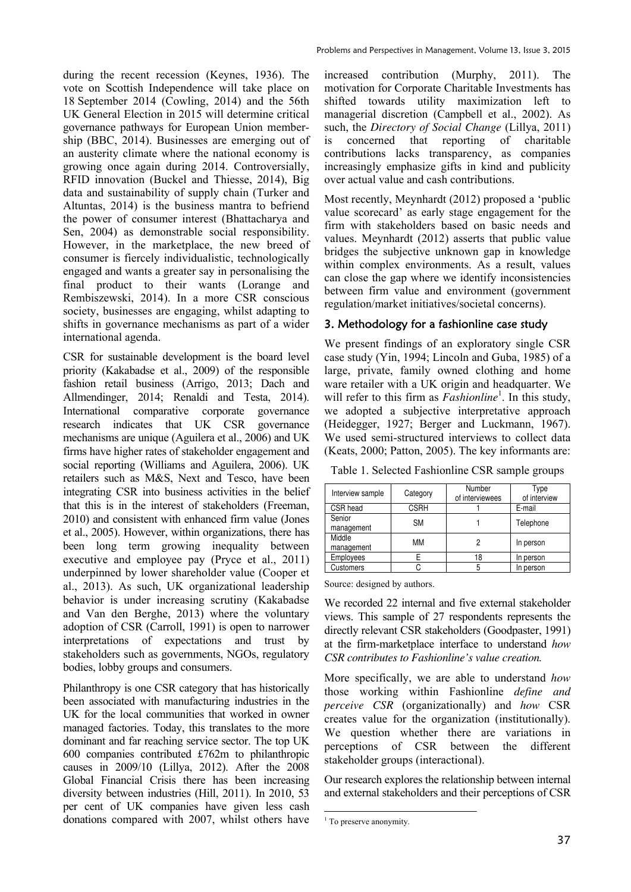during the recent recession (Keynes, 1936). The vote on Scottish Independence will take place on 18 September 2014 (Cowling, 2014) and the 56th UK General Election in 2015 will determine critical governance pathways for European Union membership (BBC, 2014). Businesses are emerging out of an austerity climate where the national economy is growing once again during 2014. Controversially, RFID innovation (Buckel and Thiesse, 2014), Big data and sustainability of supply chain (Turker and Altuntas, 2014) is the business mantra to befriend the power of consumer interest (Bhattacharya and Sen, 2004) as demonstrable social responsibility. However, in the marketplace, the new breed of consumer is fiercely individualistic, technologically engaged and wants a greater say in personalising the final product to their wants (Lorange and Rembiszewski, 2014). In a more CSR conscious society, businesses are engaging, whilst adapting to shifts in governance mechanisms as part of a wider international agenda.

CSR for sustainable development is the board level priority (Kakabadse et al., 2009) of the responsible fashion retail business (Arrigo, 2013; Dach and Allmendinger, 2014; Renaldi and Testa, 2014). International comparative corporate governance research indicates that UK CSR governance mechanisms are unique (Aguilera et al., 2006) and UK firms have higher rates of stakeholder engagement and social reporting (Williams and Aguilera, 2006). UK retailers such as M&S, Next and Tesco, have been integrating CSR into business activities in the belief that this is in the interest of stakeholders (Freeman, 2010) and consistent with enhanced firm value (Jones et al., 2005). However, within organizations, there has been long term growing inequality between executive and employee pay (Pryce et al., 2011) underpinned by lower shareholder value (Cooper et al., 2013). As such, UK organizational leadership behavior is under increasing scrutiny (Kakabadse and Van den Berghe, 2013) where the voluntary adoption of CSR (Carroll, 1991) is open to narrower interpretations of expectations and trust by stakeholders such as governments, NGOs, regulatory bodies, lobby groups and consumers.

Philanthropy is one CSR category that has historically been associated with manufacturing industries in the UK for the local communities that worked in owner managed factories. Today, this translates to the more dominant and far reaching service sector. The top UK 600 companies contributed £762m to philanthropic causes in 2009/10 (Lillya, 2012). After the 2008 Global Financial Crisis there has been increasing diversity between industries (Hill, 2011). In 2010, 53 per cent of UK companies have given less cash donations compared with 2007, whilst others have increased contribution (Murphy, 2011). The motivation for Corporate Charitable Investments has shifted towards utility maximization left to managerial discretion (Campbell et al., 2002). As such, the *Directory of Social Change* (Lillya, 2011) is concerned that reporting of charitable contributions lacks transparency, as companies increasingly emphasize gifts in kind and publicity over actual value and cash contributions.

Most recently, Meynhardt (2012) proposed a 'public value scorecard' as early stage engagement for the firm with stakeholders based on basic needs and values. Meynhardt (2012) asserts that public value bridges the subjective unknown gap in knowledge within complex environments. As a result, values can close the gap where we identify inconsistencies between firm value and environment (government regulation/market initiatives/societal concerns).

## 3. Methodology for a fashionline case study

We present findings of an exploratory single CSR case study (Yin, 1994; Lincoln and Guba, 1985) of a large, private, family owned clothing and home ware retailer with a UK origin and headquarter. We will refer to this firm as *Fashionline*[1]. In this study, we adopted a subjective interpretative approach (Heidegger, 1927; Berger and Luckmann, 1967). We used semi-structured interviews to collect data (Keats, 2000; Patton, 2005). The key informants are:

Table 1. Selected Fashionline CSR sample groups

| Interview sample | Category | Number of interviewees | Type of interview |
|---|---|---|---|
| CSR head | CSRH | 1 | E-mail |
| Senior management | SM | 1 | Telephone |
| Middle management | MM | 2 | In person |
| Employees | E | 18 | In person |
| Customers | C | 5 | In person |

Source: designed by authors.

We recorded 22 internal and five external stakeholder views. This sample of 27 respondents represents the directly relevant CSR stakeholders (Goodpaster, 1991) at the firm-marketplace interface to understand *how CSR contributes to Fashionline's value creation.*

More specifically, we are able to understand *how* those working within Fashionline *define and perceive CSR* (organizationally) and *how* CSR creates value for the organization (institutionally). We question whether there are variations in perceptions of CSR between the different stakeholder groups (interactional).

Our research explores the relationship between internal and external stakeholders and their perceptions of CSR

[1] To preserve anonymity.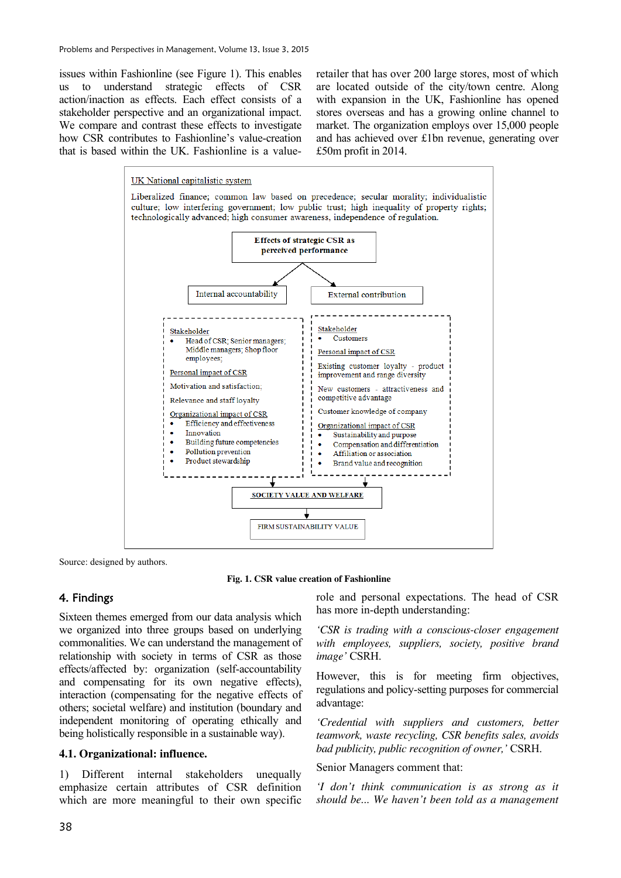issues within Fashionline (see Figure 1). This enables us to understand strategic effects of CSR action/inaction as effects. Each effect consists of a stakeholder perspective and an organizational impact. We compare and contrast these effects to investigate how CSR contributes to Fashionline's value-creation that is based within the UK. Fashionline is a value-retailer that has over 200 large stores, most of which are located outside of the city/town centre. Along with expansion in the UK, Fashionline has opened stores overseas and has a growing online channel to market. The organization employs over 15,000 people and has achieved over £1bn revenue, generating over £50m profit in 2014.

UK National capitalistic system

Liberalized finance; common law based on precedence; secular morality; individualistic culture; low interfering government; low public trust; high inequality of property rights; technologically advanced; high consumer awareness, independence of regulation.

**Effects of strategic CSR as perceived performance**

Internal accountability

Stakeholder
- Head of CSR; Senior managers; Middle managers; Shop floor employees;

Personal impact of CSR

Motivation and satisfaction;

Relevance and staff loyalty

Organizational impact of CSR
- Efficiency and effectiveness
- Innovation
- Building future competencies
- Pollution prevention
- Product stewardship

External contribution

Stakeholder
- Customers

Personal impact of CSR

Existing customer loyalty - product improvement and range diversity

New customers - attractiveness and competitive advantage

Customer knowledge of company

Organizational impact of CSR
- Sustainability and purpose
- Compensation and differentiation
- Affiliation or association
- Brand value and recognition

SOCIETY VALUE AND WELFARE

FIRM SUSTAINABILITY VALUE

Source: designed by authors.

**Fig. 1. CSR value creation of Fashionline**

## 4. Findings

Sixteen themes emerged from our data analysis which we organized into three groups based on underlying commonalities. We can understand the management of relationship with society in terms of CSR as those effects/affected by: organization (self-accountability and compensating for its own negative effects), interaction (compensating for the negative effects of others; societal welfare) and institution (boundary and independent monitoring of operating ethically and being holistically responsible in a sustainable way).

### 4.1. Organizational: influence.

1) Different internal stakeholders unequally emphasize certain attributes of CSR definition which are more meaningful to their own specific role and personal expectations. The head of CSR has more in-depth understanding:

*'CSR is trading with a conscious-closer engagement with employees, suppliers, society, positive brand image'* CSRH.

However, this is for meeting firm objectives, regulations and policy-setting purposes for commercial advantage:

*'Credential with suppliers and customers, better teamwork, waste recycling, CSR benefits sales, avoids bad publicity, public recognition of owner,'* CSRH.

Senior Managers comment that:

*'I don't think communication is as strong as it should be... We haven't been told as a management*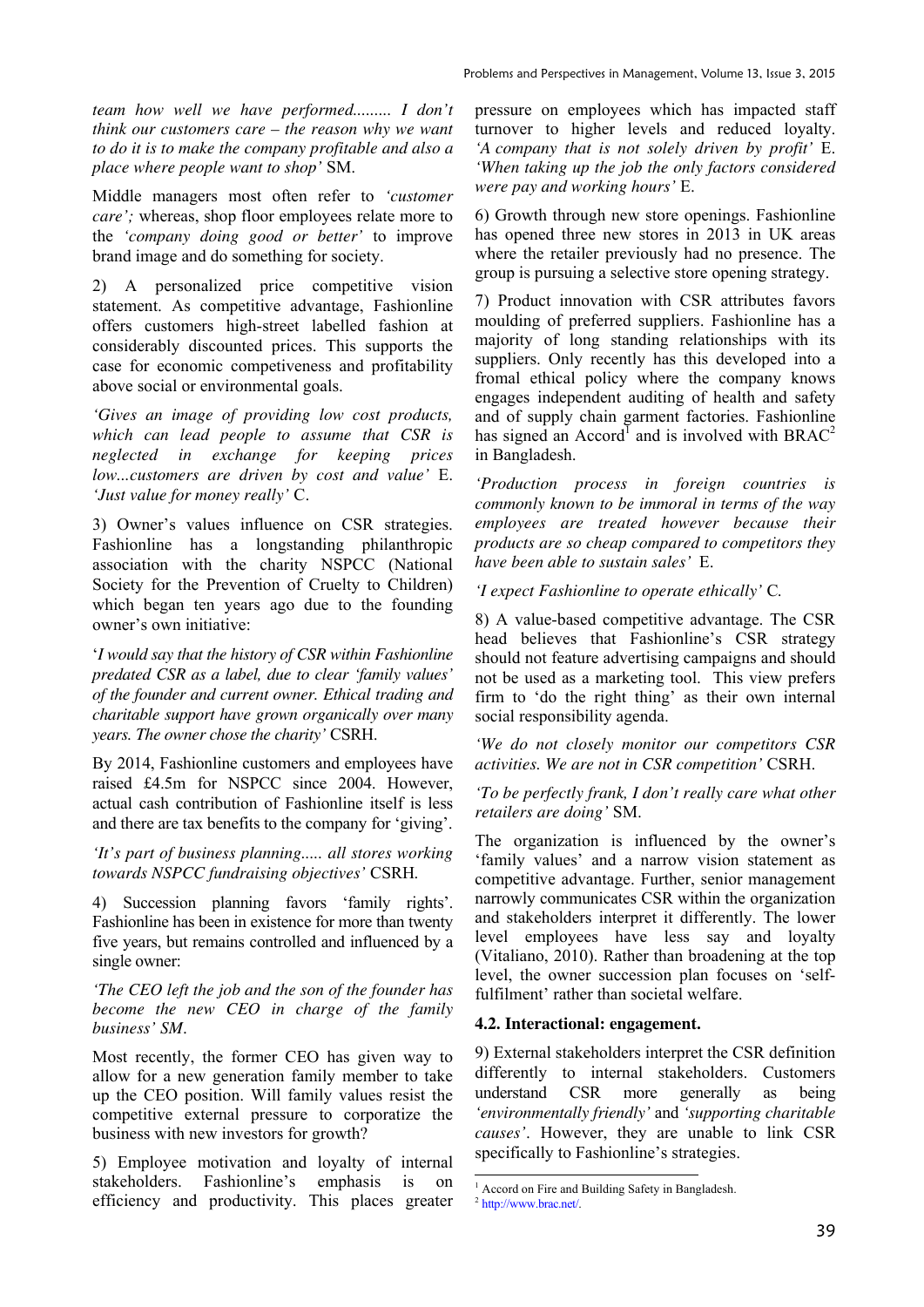*team how well we have performed......... I don't think our customers care – the reason why we want to do it is to make the company profitable and also a place where people want to shop'* SM.

Middle managers most often refer to *'customer care';* whereas, shop floor employees relate more to the *'company doing good or better'* to improve brand image and do something for society.

2) A personalized price competitive vision statement. As competitive advantage, Fashionline offers customers high-street labelled fashion at considerably discounted prices. This supports the case for economic competiveness and profitability above social or environmental goals.

*'Gives an image of providing low cost products, which can lead people to assume that CSR is neglected in exchange for keeping prices low...customers are driven by cost and value'* E. *'Just value for money really'* C.

3) Owner's values influence on CSR strategies. Fashionline has a longstanding philanthropic association with the charity NSPCC (National Society for the Prevention of Cruelty to Children) which began ten years ago due to the founding owner's own initiative:

'*I would say that the history of CSR within Fashionline predated CSR as a label, due to clear 'family values' of the founder and current owner. Ethical trading and charitable support have grown organically over many years. The owner chose the charity'* CSRH.

By 2014, Fashionline customers and employees have raised £4.5m for NSPCC since 2004. However, actual cash contribution of Fashionline itself is less and there are tax benefits to the company for 'giving'.

*'It's part of business planning..... all stores working towards NSPCC fundraising objectives'* CSRH.

4) Succession planning favors 'family rights'. Fashionline has been in existence for more than twenty five years, but remains controlled and influenced by a single owner:

*'The CEO left the job and the son of the founder has become the new CEO in charge of the family business' SM*.

Most recently, the former CEO has given way to allow for a new generation family member to take up the CEO position. Will family values resist the competitive external pressure to corporatize the business with new investors for growth?

5) Employee motivation and loyalty of internal stakeholders. Fashionline's emphasis is on efficiency and productivity. This places greater pressure on employees which has impacted staff turnover to higher levels and reduced loyalty. *'A company that is not solely driven by profit'* E. *'When taking up the job the only factors considered were pay and working hours'* E.

6) Growth through new store openings. Fashionline has opened three new stores in 2013 in UK areas where the retailer previously had no presence. The group is pursuing a selective store opening strategy.

7) Product innovation with CSR attributes favors moulding of preferred suppliers. Fashionline has a majority of long standing relationships with its suppliers. Only recently has this developed into a fromal ethical policy where the company knows engages independent auditing of health and safety and of supply chain garment factories. Fashionline has signed an Accord[1] and is involved with BRAC[2] in Bangladesh.

*'Production process in foreign countries is commonly known to be immoral in terms of the way employees are treated however because their products are so cheap compared to competitors they have been able to sustain sales'* E.

*'I expect Fashionline to operate ethically'* C.

8) A value-based competitive advantage. The CSR head believes that Fashionline's CSR strategy should not feature advertising campaigns and should not be used as a marketing tool. This view prefers firm to 'do the right thing' as their own internal social responsibility agenda.

*'We do not closely monitor our competitors CSR activities. We are not in CSR competition'* CSRH.

*'To be perfectly frank, I don't really care what other retailers are doing'* SM.

The organization is influenced by the owner's 'family values' and a narrow vision statement as competitive advantage. Further, senior management narrowly communicates CSR within the organization and stakeholders interpret it differently. The lower level employees have less say and loyalty (Vitaliano, 2010). Rather than broadening at the top level, the owner succession plan focuses on 'self-fulfilment' rather than societal welfare.

### 4.2. Interactional: engagement.

9) External stakeholders interpret the CSR definition differently to internal stakeholders. Customers understand CSR more generally as being *'environmentally friendly'* and *'supporting charitable causes'*. However, they are unable to link CSR specifically to Fashionline's strategies.

---

[1] Accord on Fire and Building Safety in Bangladesh.

[2] http://www.brac.net/.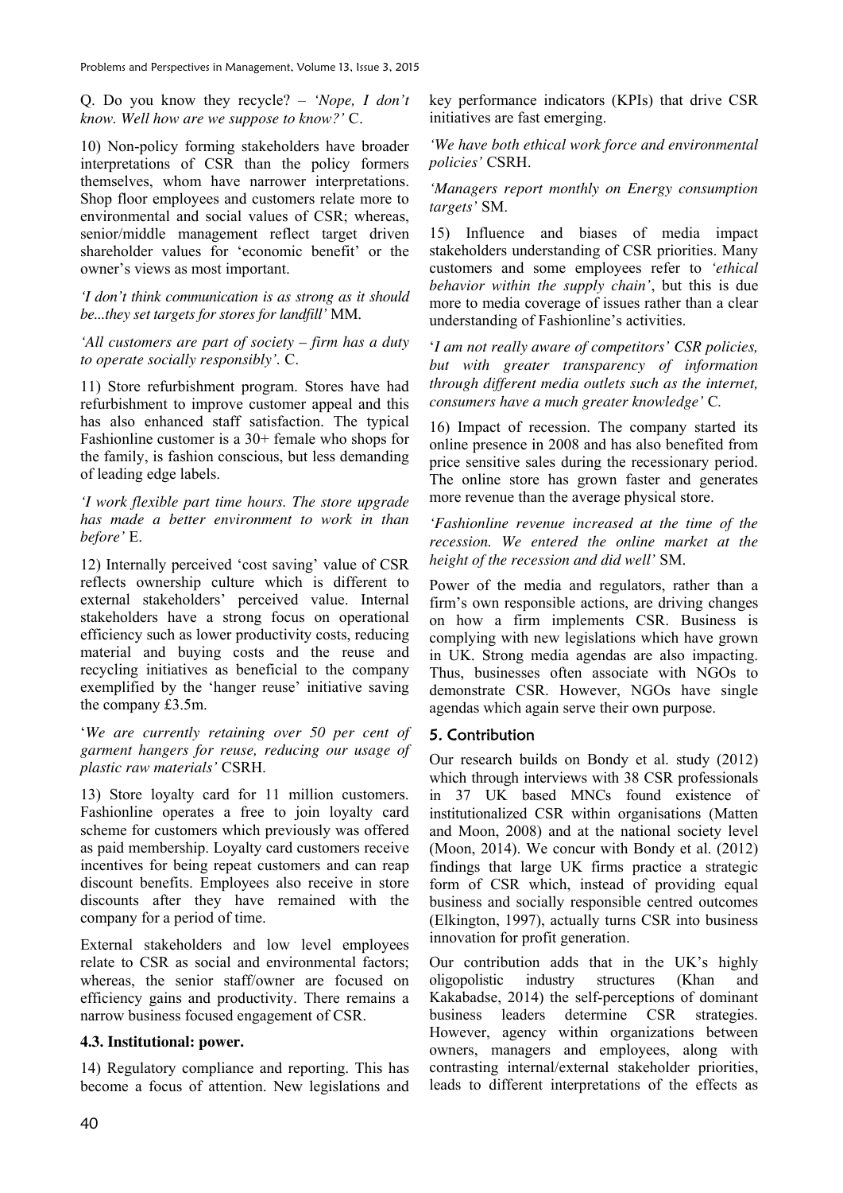Q. Do you know they recycle? – *'Nope, I don't know. Well how are we suppose to know?'* C.

10) Non-policy forming stakeholders have broader interpretations of CSR than the policy formers themselves, whom have narrower interpretations. Shop floor employees and customers relate more to environmental and social values of CSR; whereas, senior/middle management reflect target driven shareholder values for 'economic benefit' or the owner's views as most important.

*'I don't think communication is as strong as it should be...they set targets for stores for landfill'* MM.

*'All customers are part of society – firm has a duty to operate socially responsibly'.* C.

11) Store refurbishment program. Stores have had refurbishment to improve customer appeal and this has also enhanced staff satisfaction. The typical Fashionline customer is a 30+ female who shops for the family, is fashion conscious, but less demanding of leading edge labels.

*'I work flexible part time hours. The store upgrade has made a better environment to work in than before'* E.

12) Internally perceived 'cost saving' value of CSR reflects ownership culture which is different to external stakeholders' perceived value. Internal stakeholders have a strong focus on operational efficiency such as lower productivity costs, reducing material and buying costs and the reuse and recycling initiatives as beneficial to the company exemplified by the 'hanger reuse' initiative saving the company £3.5m.

'*We are currently retaining over 50 per cent of garment hangers for reuse, reducing our usage of plastic raw materials'* CSRH.

13) Store loyalty card for 11 million customers. Fashionline operates a free to join loyalty card scheme for customers which previously was offered as paid membership. Loyalty card customers receive incentives for being repeat customers and can reap discount benefits. Employees also receive in store discounts after they have remained with the company for a period of time.

External stakeholders and low level employees relate to CSR as social and environmental factors; whereas, the senior staff/owner are focused on efficiency gains and productivity. There remains a narrow business focused engagement of CSR.

### 4.3. Institutional: power.

14) Regulatory compliance and reporting. This has become a focus of attention. New legislations and key performance indicators (KPIs) that drive CSR initiatives are fast emerging.

*'We have both ethical work force and environmental policies'* CSRH.

*'Managers report monthly on Energy consumption targets'* SM.

15) Influence and biases of media impact stakeholders understanding of CSR priorities. Many customers and some employees refer to *'ethical behavior within the supply chain'*, but this is due more to media coverage of issues rather than a clear understanding of Fashionline's activities.

'*I am not really aware of competitors' CSR policies, but with greater transparency of information through different media outlets such as the internet, consumers have a much greater knowledge'* C.

16) Impact of recession. The company started its online presence in 2008 and has also benefited from price sensitive sales during the recessionary period. The online store has grown faster and generates more revenue than the average physical store.

*'Fashionline revenue increased at the time of the recession. We entered the online market at the height of the recession and did well'* SM.

Power of the media and regulators, rather than a firm's own responsible actions, are driving changes on how a firm implements CSR. Business is complying with new legislations which have grown in UK. Strong media agendas are also impacting. Thus, businesses often associate with NGOs to demonstrate CSR. However, NGOs have single agendas which again serve their own purpose.

## 5. Contribution

Our research builds on Bondy et al. study (2012) which through interviews with 38 CSR professionals in 37 UK based MNCs found existence of institutionalized CSR within organisations (Matten and Moon, 2008) and at the national society level (Moon, 2014). We concur with Bondy et al. (2012) findings that large UK firms practice a strategic form of CSR which, instead of providing equal business and socially responsible centred outcomes (Elkington, 1997), actually turns CSR into business innovation for profit generation.

Our contribution adds that in the UK's highly oligopolistic industry structures (Khan and Kakabadse, 2014) the self-perceptions of dominant business leaders determine CSR strategies. However, agency within organizations between owners, managers and employees, along with contrasting internal/external stakeholder priorities, leads to different interpretations of the effects as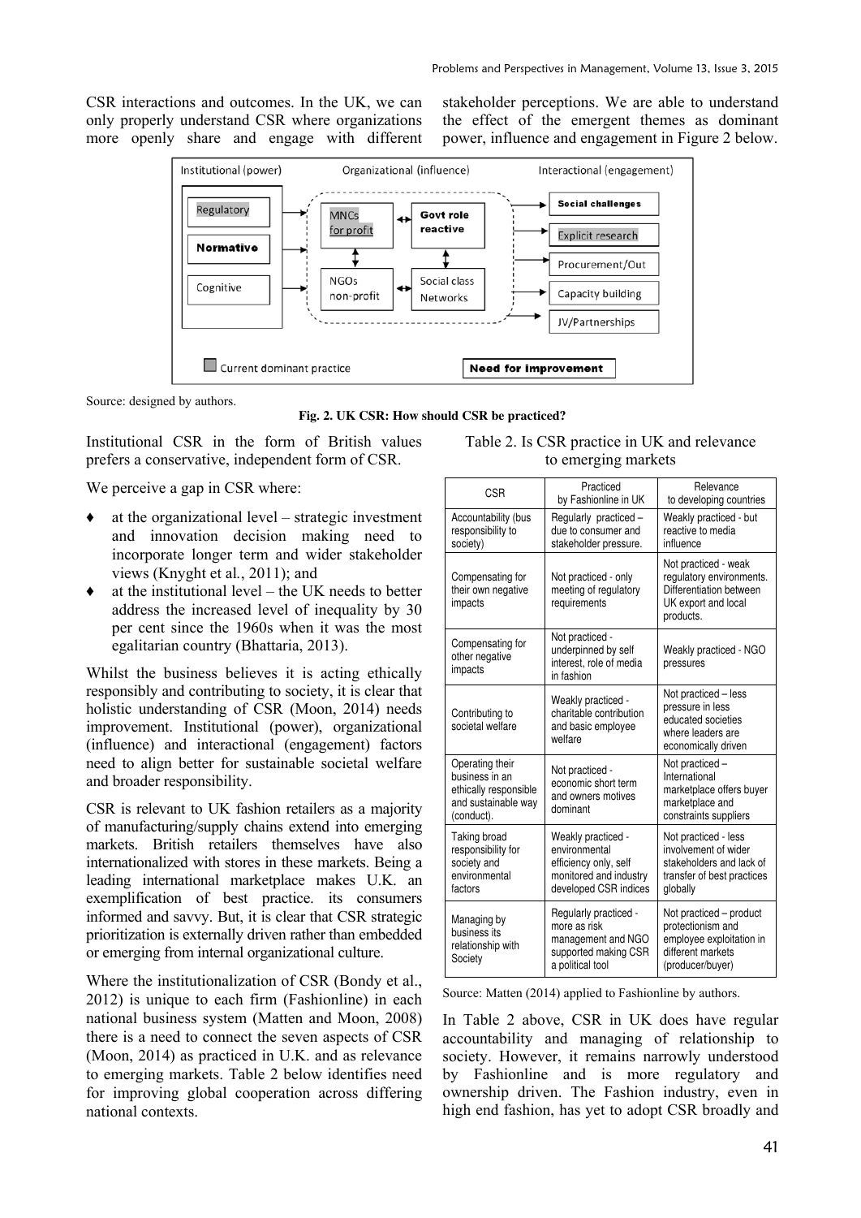CSR interactions and outcomes. In the UK, we can only properly understand CSR where organizations more openly share and engage with different stakeholder perceptions. We are able to understand the effect of the emergent themes as dominant power, influence and engagement in Figure 2 below.

Source: designed by authors.

**Fig. 2. UK CSR: How should CSR be practiced?**

Institutional CSR in the form of British values prefers a conservative, independent form of CSR.

We perceive a gap in CSR where:

- at the organizational level – strategic investment and innovation decision making need to incorporate longer term and wider stakeholder views (Knyght et al., 2011); and
- at the institutional level – the UK needs to better address the increased level of inequality by 30 per cent since the 1960s when it was the most egalitarian country (Bhattaria, 2013).

Whilst the business believes it is acting ethically responsibly and contributing to society, it is clear that holistic understanding of CSR (Moon, 2014) needs improvement. Institutional (power), organizational (influence) and interactional (engagement) factors need to align better for sustainable societal welfare and broader responsibility.

CSR is relevant to UK fashion retailers as a majority of manufacturing/supply chains extend into emerging markets. British retailers themselves have also internationalized with stores in these markets. Being a leading international marketplace makes U.K. an exemplification of best practice. its consumers informed and savvy. But, it is clear that CSR strategic prioritization is externally driven rather than embedded or emerging from internal organizational culture.

Where the institutionalization of CSR (Bondy et al., 2012) is unique to each firm (Fashionline) in each national business system (Matten and Moon, 2008) there is a need to connect the seven aspects of CSR (Moon, 2014) as practiced in U.K. and as relevance to emerging markets. Table 2 below identifies need for improving global cooperation across differing national contexts.

Table 2. Is CSR practice in UK and relevance to emerging markets

| CSR | Practiced by Fashionline in UK | Relevance to developing countries |
|---|---|---|
| Accountability (bus responsibility to society) | Regularly practiced – due to consumer and stakeholder pressure. | Weakly practiced - but reactive to media influence |
| Compensating for their own negative impacts | Not practiced - only meeting of regulatory requirements | Not practiced - weak regulatory environments. Differentiation between UK export and local products. |
| Compensating for other negative impacts | Not practiced - underpinned by self interest, role of media in fashion | Weakly practiced - NGO pressures |
| Contributing to societal welfare | Weakly practiced - charitable contribution and basic employee welfare | Not practiced – less pressure in less educated societies where leaders are economically driven |
| Operating their business in an ethically responsible and sustainable way (conduct). | Not practiced - economic short term and owners motives dominant | Not practiced – International marketplace offers buyer marketplace and constraints suppliers |
| Taking broad responsibility for society and environmental factors | Weakly practiced - environmental efficiency only, self monitored and industry developed CSR indices | Not practiced - less involvement of wider stakeholders and lack of transfer of best practices globally |
| Managing by business its relationship with Society | Regularly practiced - more as risk management and NGO supported making CSR a political tool | Not practiced – product protectionism and employee exploitation in different markets (producer/buyer) |

Source: Matten (2014) applied to Fashionline by authors.

In Table 2 above, CSR in UK does have regular accountability and managing of relationship to society. However, it remains narrowly understood by Fashionline and is more regulatory and ownership driven. The Fashion industry, even in high end fashion, has yet to adopt CSR broadly and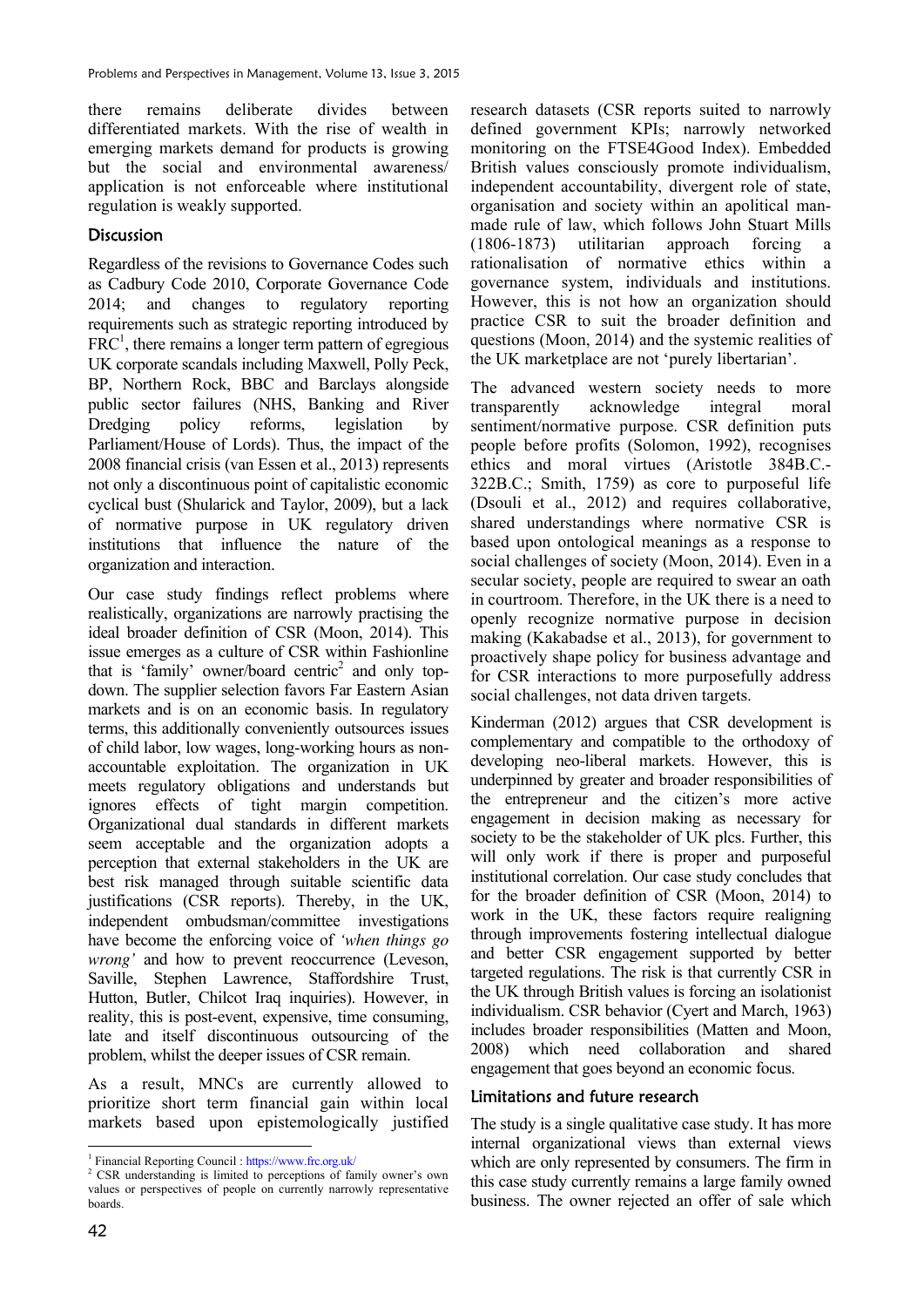there remains deliberate divides between differentiated markets. With the rise of wealth in emerging markets demand for products is growing but the social and environmental awareness/ application is not enforceable where institutional regulation is weakly supported.

## Discussion

Regardless of the revisions to Governance Codes such as Cadbury Code 2010, Corporate Governance Code 2014; and changes to regulatory reporting requirements such as strategic reporting introduced by FRC[1], there remains a longer term pattern of egregious UK corporate scandals including Maxwell, Polly Peck, BP, Northern Rock, BBC and Barclays alongside public sector failures (NHS, Banking and River Dredging policy reforms, legislation by Parliament/House of Lords). Thus, the impact of the 2008 financial crisis (van Essen et al., 2013) represents not only a discontinuous point of capitalistic economic cyclical bust (Shularick and Taylor, 2009), but a lack of normative purpose in UK regulatory driven institutions that influence the nature of the organization and interaction.

Our case study findings reflect problems where realistically, organizations are narrowly practising the ideal broader definition of CSR (Moon, 2014). This issue emerges as a culture of CSR within Fashionline that is 'family' owner/board centric[2] and only top-down. The supplier selection favors Far Eastern Asian markets and is on an economic basis. In regulatory terms, this additionally conveniently outsources issues of child labor, low wages, long-working hours as non-accountable exploitation. The organization in UK meets regulatory obligations and understands but ignores effects of tight margin competition. Organizational dual standards in different markets seem acceptable and the organization adopts a perception that external stakeholders in the UK are best risk managed through suitable scientific data justifications (CSR reports). Thereby, in the UK, independent ombudsman/committee investigations have become the enforcing voice of *'when things go wrong'* and how to prevent reoccurrence (Leveson, Saville, Stephen Lawrence, Staffordshire Trust, Hutton, Butler, Chilcot Iraq inquiries). However, in reality, this is post-event, expensive, time consuming, late and itself discontinuous outsourcing of the problem, whilst the deeper issues of CSR remain.

As a result, MNCs are currently allowed to prioritize short term financial gain within local markets based upon epistemologically justified research datasets (CSR reports suited to narrowly defined government KPIs; narrowly networked monitoring on the FTSE4Good Index). Embedded British values consciously promote individualism, independent accountability, divergent role of state, organisation and society within an apolitical man-made rule of law, which follows John Stuart Mills (1806-1873) utilitarian approach forcing a rationalisation of normative ethics within a governance system, individuals and institutions. However, this is not how an organization should practice CSR to suit the broader definition and questions (Moon, 2014) and the systemic realities of the UK marketplace are not 'purely libertarian'.

The advanced western society needs to more transparently acknowledge integral moral sentiment/normative purpose. CSR definition puts people before profits (Solomon, 1992), recognises ethics and moral virtues (Aristotle 384B.C.-322B.C.; Smith, 1759) as core to purposeful life (Dsouli et al., 2012) and requires collaborative, shared understandings where normative CSR is based upon ontological meanings as a response to social challenges of society (Moon, 2014). Even in a secular society, people are required to swear an oath in courtroom. Therefore, in the UK there is a need to openly recognize normative purpose in decision making (Kakabadse et al., 2013), for government to proactively shape policy for business advantage and for CSR interactions to more purposefully address social challenges, not data driven targets.

Kinderman (2012) argues that CSR development is complementary and compatible to the orthodoxy of developing neo-liberal markets. However, this is underpinned by greater and broader responsibilities of the entrepreneur and the citizen's more active engagement in decision making as necessary for society to be the stakeholder of UK plcs. Further, this will only work if there is proper and purposeful institutional correlation. Our case study concludes that for the broader definition of CSR (Moon, 2014) to work in the UK, these factors require realigning through improvements fostering intellectual dialogue and better CSR engagement supported by better targeted regulations. The risk is that currently CSR in the UK through British values is forcing an isolationist individualism. CSR behavior (Cyert and March, 1963) includes broader responsibilities (Matten and Moon, 2008) which need collaboration and shared engagement that goes beyond an economic focus.

## Limitations and future research

The study is a single qualitative case study. It has more internal organizational views than external views which are only represented by consumers. The firm in this case study currently remains a large family owned business. The owner rejected an offer of sale which

---

[1] Financial Reporting Council : https://www.frc.org.uk/

[2] CSR understanding is limited to perceptions of family owner's own values or perspectives of people on currently narrowly representative boards.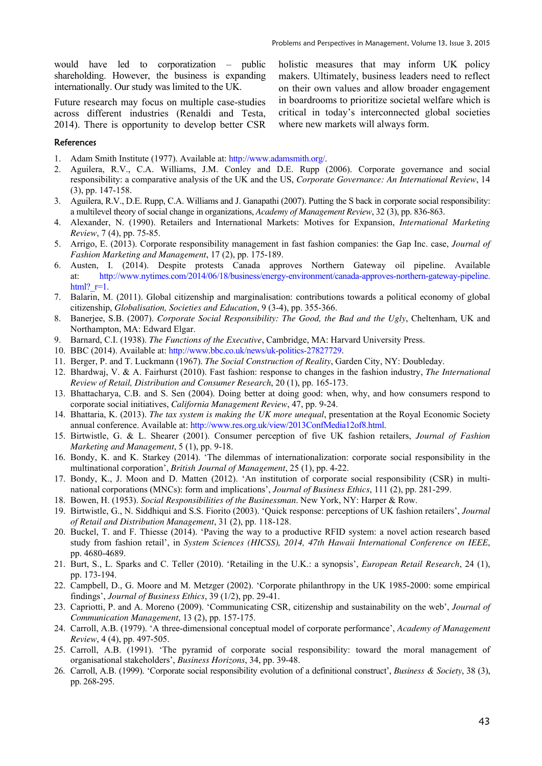would have led to corporatization – public shareholding. However, the business is expanding internationally. Our study was limited to the UK.

Future research may focus on multiple case-studies across different industries (Renaldi and Testa, 2014). There is opportunity to develop better CSR holistic measures that may inform UK policy makers. Ultimately, business leaders need to reflect on their own values and allow broader engagement in boardrooms to prioritize societal welfare which is critical in today's interconnected global societies where new markets will always form.

## References

1. Adam Smith Institute (1977). Available at: http://www.adamsmith.org/.
2. Aguilera, R.V., C.A. Williams, J.M. Conley and D.E. Rupp (2006). Corporate governance and social responsibility: a comparative analysis of the UK and the US, *Corporate Governance: An International Review*, 14 (3), pp. 147-158.
3. Aguilera, R.V., D.E. Rupp, C.A. Williams and J. Ganapathi (2007). Putting the S back in corporate social responsibility: a multilevel theory of social change in organizations, *Academy of Management Review*, 32 (3), pp. 836-863.
4. Alexander, N. (1990). Retailers and International Markets: Motives for Expansion, *International Marketing Review*, 7 (4), pp. 75-85.
5. Arrigo, E. (2013). Corporate responsibility management in fast fashion companies: the Gap Inc. case, *Journal of Fashion Marketing and Management*, 17 (2), pp. 175-189.
6. Austen, I. (2014). Despite protests Canada approves Northern Gateway oil pipeline. Available at: http://www.nytimes.com/2014/06/18/business/energy-environment/canada-approves-northern-gateway-pipeline.html?_r=1.
7. Balarin, M. (2011). Global citizenship and marginalisation: contributions towards a political economy of global citizenship, *Globalisation, Societies and Education*, 9 (3-4), pp. 355-366.
8. Banerjee, S.B. (2007). *Corporate Social Responsibility: The Good, the Bad and the Ugly*, Cheltenham, UK and Northampton, MA: Edward Elgar.
9. Barnard, C.I. (1938). *The Functions of the Executive*, Cambridge, MA: Harvard University Press.
10. BBC (2014). Available at: http://www.bbc.co.uk/news/uk-politics-27827729.
11. Berger, P. and T. Luckmann (1967). *The Social Construction of Reality*, Garden City, NY: Doubleday.
12. Bhardwaj, V. & A. Fairhurst (2010). Fast fashion: response to changes in the fashion industry, *The International Review of Retail, Distribution and Consumer Research*, 20 (1), pp. 165-173.
13. Bhattacharya, C.B. and S. Sen (2004). Doing better at doing good: when, why, and how consumers respond to corporate social initiatives, *California Management Review*, 47, pp. 9-24.
14. Bhattaria, K. (2013). *The tax system is making the UK more unequal*, presentation at the Royal Economic Society annual conference. Available at: http://www.res.org.uk/view/2013ConfMedia12of8.html.
15. Birtwistle, G. & L. Shearer (2001). Consumer perception of five UK fashion retailers, *Journal of Fashion Marketing and Management*, 5 (1), pp. 9-18.
16. Bondy, K. and K. Starkey (2014). 'The dilemmas of internationalization: corporate social responsibility in the multinational corporation', *British Journal of Management*, 25 (1), pp. 4-22.
17. Bondy, K., J. Moon and D. Matten (2012). 'An institution of corporate social responsibility (CSR) in multi-national corporations (MNCs): form and implications', *Journal of Business Ethics*, 111 (2), pp. 281-299.
18. Bowen, H. (1953). *Social Responsibilities of the Businessman*. New York, NY: Harper & Row.
19. Birtwistle, G., N. Siddhiqui and S.S. Fiorito (2003). 'Quick response: perceptions of UK fashion retailers', *Journal of Retail and Distribution Management*, 31 (2), pp. 118-128.
20. Buckel, T. and F. Thiesse (2014). 'Paving the way to a productive RFID system: a novel action research based study from fashion retail', in *System Sciences (HICSS), 2014, 47th Hawaii International Conference on IEEE*, pp. 4680-4689.
21. Burt, S., L. Sparks and C. Teller (2010). 'Retailing in the U.K.: a synopsis', *European Retail Research*, 24 (1), pp. 173-194.
22. Campbell, D., G. Moore and M. Metzger (2002). 'Corporate philanthropy in the UK 1985-2000: some empirical findings', *Journal of Business Ethics*, 39 (1/2), pp. 29-41.
23. Capriotti, P. and A. Moreno (2009). 'Communicating CSR, citizenship and sustainability on the web', *Journal of Communication Management*, 13 (2), pp. 157-175.
24. Carroll, A.B. (1979). 'A three-dimensional conceptual model of corporate performance', *Academy of Management Review*, 4 (4), pp. 497-505.
25. Carroll, A.B. (1991). 'The pyramid of corporate social responsibility: toward the moral management of organisational stakeholders', *Business Horizons*, 34, pp. 39-48.
26. Carroll, A.B. (1999). 'Corporate social responsibility evolution of a definitional construct', *Business & Society*, 38 (3), pp. 268-295.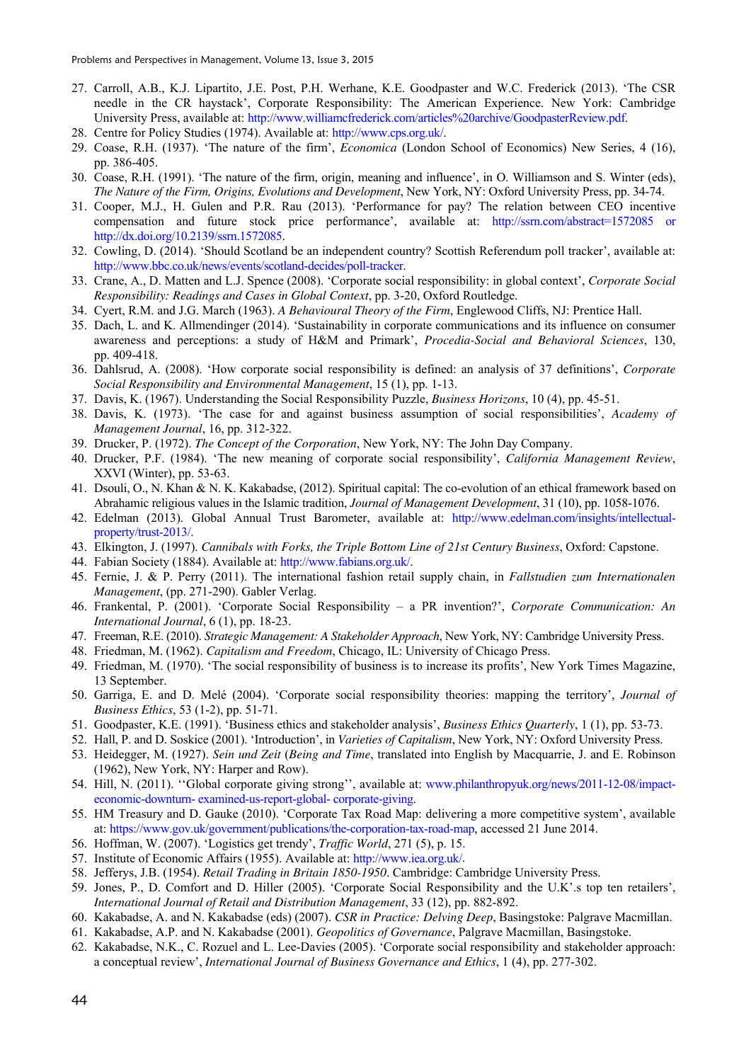27. Carroll, A.B., K.J. Lipartito, J.E. Post, P.H. Werhane, K.E. Goodpaster and W.C. Frederick (2013). 'The CSR needle in the CR haystack', Corporate Responsibility: The American Experience. New York: Cambridge University Press, available at: http://www.williamcfrederick.com/articles%20archive/GoodpasterReview.pdf.
28. Centre for Policy Studies (1974). Available at: http://www.cps.org.uk/.
29. Coase, R.H. (1937). 'The nature of the firm', *Economica* (London School of Economics) New Series, 4 (16), pp. 386-405.
30. Coase, R.H. (1991). 'The nature of the firm, origin, meaning and influence', in O. Williamson and S. Winter (eds), *The Nature of the Firm, Origins, Evolutions and Development*, New York, NY: Oxford University Press, pp. 34-74.
31. Cooper, M.J., H. Gulen and P.R. Rau (2013). 'Performance for pay? The relation between CEO incentive compensation and future stock price performance', available at: http://ssrn.com/abstract=1572085 or http://dx.doi.org/10.2139/ssrn.1572085.
32. Cowling, D. (2014). 'Should Scotland be an independent country? Scottish Referendum poll tracker', available at: http://www.bbc.co.uk/news/events/scotland-decides/poll-tracker.
33. Crane, A., D. Matten and L.J. Spence (2008). 'Corporate social responsibility: in global context', *Corporate Social Responsibility: Readings and Cases in Global Context*, pp. 3-20, Oxford Routledge.
34. Cyert, R.M. and J.G. March (1963). *A Behavioural Theory of the Firm*, Englewood Cliffs, NJ: Prentice Hall.
35. Dach, L. and K. Allmendinger (2014). 'Sustainability in corporate communications and its influence on consumer awareness and perceptions: a study of H&M and Primark', *Procedia-Social and Behavioral Sciences*, 130, pp. 409-418.
36. Dahlsrud, A. (2008). 'How corporate social responsibility is defined: an analysis of 37 definitions', *Corporate Social Responsibility and Environmental Management*, 15 (1), pp. 1-13.
37. Davis, K. (1967). Understanding the Social Responsibility Puzzle, *Business Horizons*, 10 (4), pp. 45-51.
38. Davis, K. (1973). 'The case for and against business assumption of social responsibilities', *Academy of Management Journal*, 16, pp. 312-322.
39. Drucker, P. (1972). *The Concept of the Corporation*, New York, NY: The John Day Company.
40. Drucker, P.F. (1984). 'The new meaning of corporate social responsibility', *California Management Review*, XXVI (Winter), pp. 53-63.
41. Dsouli, O., N. Khan & N. K. Kakabadse, (2012). Spiritual capital: The co-evolution of an ethical framework based on Abrahamic religious values in the Islamic tradition, *Journal of Management Development*, 31 (10), pp. 1058-1076.
42. Edelman (2013). Global Annual Trust Barometer, available at: http://www.edelman.com/insights/intellectual-property/trust-2013/.
43. Elkington, J. (1997). *Cannibals with Forks, the Triple Bottom Line of 21st Century Business*, Oxford: Capstone.
44. Fabian Society (1884). Available at: http://www.fabians.org.uk/.
45. Fernie, J. & P. Perry (2011). The international fashion retail supply chain, in *Fallstudien zum Internationalen Management*, (pp. 271-290). Gabler Verlag.
46. Frankental, P. (2001). 'Corporate Social Responsibility – a PR invention?', *Corporate Communication: An International Journal*, 6 (1), pp. 18-23.
47. Freeman, R.E. (2010). *Strategic Management: A Stakeholder Approach*, New York, NY: Cambridge University Press.
48. Friedman, M. (1962). *Capitalism and Freedom*, Chicago, IL: University of Chicago Press.
49. Friedman, M. (1970). 'The social responsibility of business is to increase its profits', New York Times Magazine, 13 September.
50. Garriga, E. and D. Melé (2004). 'Corporate social responsibility theories: mapping the territory', *Journal of Business Ethics*, 53 (1-2), pp. 51-71.
51. Goodpaster, K.E. (1991). 'Business ethics and stakeholder analysis', *Business Ethics Quarterly*, 1 (1), pp. 53-73.
52. Hall, P. and D. Soskice (2001). 'Introduction', in *Varieties of Capitalism*, New York, NY: Oxford University Press.
53. Heidegger, M. (1927). *Sein und Zeit* (*Being and Time*, translated into English by Macquarrie, J. and E. Robinson (1962), New York, NY: Harper and Row).
54. Hill, N. (2011). ''Global corporate giving strong'', available at: www.philanthropyuk.org/news/2011-12-08/impact-economic-downturn- examined-us-report-global- corporate-giving.
55. HM Treasury and D. Gauke (2010). 'Corporate Tax Road Map: delivering a more competitive system', available at: https://www.gov.uk/government/publications/the-corporation-tax-road-map, accessed 21 June 2014.
56. Hoffman, W. (2007). 'Logistics get trendy', *Traffic World*, 271 (5), p. 15.
57. Institute of Economic Affairs (1955). Available at: http://www.iea.org.uk/.
58. Jefferys, J.B. (1954). *Retail Trading in Britain 1850-1950*. Cambridge: Cambridge University Press.
59. Jones, P., D. Comfort and D. Hiller (2005). 'Corporate Social Responsibility and the U.K'.s top ten retailers', *International Journal of Retail and Distribution Management*, 33 (12), pp. 882-892.
60. Kakabadse, A. and N. Kakabadse (eds) (2007). *CSR in Practice: Delving Deep*, Basingstoke: Palgrave Macmillan.
61. Kakabadse, A.P. and N. Kakabadse (2001). *Geopolitics of Governance*, Palgrave Macmillan, Basingstoke.
62. Kakabadse, N.K., C. Rozuel and L. Lee-Davies (2005). 'Corporate social responsibility and stakeholder approach: a conceptual review', *International Journal of Business Governance and Ethics*, 1 (4), pp. 277-302.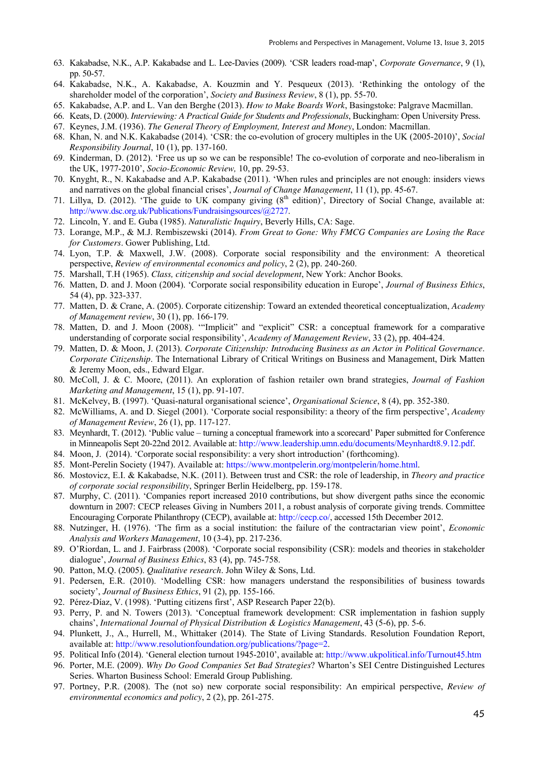63. Kakabadse, N.K., A.P. Kakabadse and L. Lee-Davies (2009). 'CSR leaders road-map', *Corporate Governance*, 9 (1), pp. 50-57.
64. Kakabadse, N.K., A. Kakabadse, A. Kouzmin and Y. Pesqueux (2013). 'Rethinking the ontology of the shareholder model of the corporation', *Society and Business Review*, 8 (1), pp. 55-70.
65. Kakabadse, A.P. and L. Van den Berghe (2013). *How to Make Boards Work*, Basingstoke: Palgrave Macmillan.
66. Keats, D. (2000). *Interviewing: A Practical Guide for Students and Professionals*, Buckingham: Open University Press.
67. Keynes, J.M. (1936). *The General Theory of Employment, Interest and Money*, London: Macmillan.
68. Khan, N. and N.K. Kakabadse (2014). 'CSR: the co-evolution of grocery multiples in the UK (2005-2010)', *Social Responsibility Journal*, 10 (1), pp. 137-160.
69. Kinderman, D. (2012). 'Free us up so we can be responsible! The co-evolution of corporate and neo-liberalism in the UK, 1977-2010', *Socio-Economic Review,* 10, pp. 29-53.
70. Knyght, R., N. Kakabadse and A.P. Kakabadse (2011). 'When rules and principles are not enough: insiders views and narratives on the global financial crises', *Journal of Change Management*, 11 (1), pp. 45-67.
71. Lillya, D. (2012). 'The guide to UK company giving (8th edition)', Directory of Social Change, available at: http://www.dsc.org.uk/Publications/Fundraisingsources/@2727.
72. Lincoln, Y. and E. Guba (1985). *Naturalistic Inquiry*, Beverly Hills, CA: Sage.
73. Lorange, M.P., & M.J. Rembiszewski (2014). *From Great to Gone: Why FMCG Companies are Losing the Race for Customers*. Gower Publishing, Ltd.
74. Lyon, T.P. & Maxwell, J.W. (2008). Corporate social responsibility and the environment: A theoretical perspective, *Review of environmental economics and policy*, 2 (2), pp. 240-260.
75. Marshall, T.H (1965). *Class, citizenship and social development*, New York: Anchor Books.
76. Matten, D. and J. Moon (2004). 'Corporate social responsibility education in Europe', *Journal of Business Ethics*, 54 (4), pp. 323-337.
77. Matten, D. & Crane, A. (2005). Corporate citizenship: Toward an extended theoretical conceptualization, *Academy of Management review*, 30 (1), pp. 166-179.
78. Matten, D. and J. Moon (2008). '"Implicit" and "explicit" CSR: a conceptual framework for a comparative understanding of corporate social responsibility', *Academy of Management Review*, 33 (2), pp. 404-424.
79. Matten, D. & Moon, J. (2013). *Corporate Citizenship: Introducing Business as an Actor in Political Governance*. *Corporate Citizenship*. The International Library of Critical Writings on Business and Management, Dirk Matten & Jeremy Moon, eds., Edward Elgar.
80. McColl, J. & C. Moore, (2011). An exploration of fashion retailer own brand strategies, *Journal of Fashion Marketing and Management*, 15 (1), pp. 91-107.
81. McKelvey, B. (1997). 'Quasi-natural organisational science', *Organisational Science*, 8 (4), pp. 352-380.
82. McWilliams, A. and D. Siegel (2001). 'Corporate social responsibility: a theory of the firm perspective', *Academy of Management Review*, 26 (1), pp. 117-127.
83. Meynhardt, T. (2012). 'Public value – turning a conceptual framework into a scorecard' Paper submitted for Conference in Minneapolis Sept 20-22nd 2012. Available at: http://www.leadership.umn.edu/documents/Meynhardt8.9.12.pdf.
84. Moon, J. (2014). 'Corporate social responsibility: a very short introduction' (forthcoming).
85. Mont-Perelin Society (1947). Available at: https://www.montpelerin.org/montpelerin/home.html.
86. Mostovicz, E.I. & Kakabadse, N.K. (2011). Between trust and CSR: the role of leadership, in *Theory and practice of corporate social responsibility*, Springer Berlin Heidelberg, pp. 159-178.
87. Murphy, C. (2011). 'Companies report increased 2010 contributions, but show divergent paths since the economic downturn in 2007: CECP releases Giving in Numbers 2011, a robust analysis of corporate giving trends. Committee Encouraging Corporate Philanthropy (CECP), available at: http://cecp.co/, accessed 15th December 2012.
88. Nutzinger, H. (1976). 'The firm as a social institution: the failure of the contractarian view point', *Economic Analysis and Workers Management*, 10 (3-4), pp. 217-236.
89. O'Riordan, L. and J. Fairbrass (2008). 'Corporate social responsibility (CSR): models and theories in stakeholder dialogue', *Journal of Business Ethics*, 83 (4), pp. 745-758.
90. Patton, M.Q. (2005). *Qualitative research*. John Wiley & Sons, Ltd.
91. Pedersen, E.R. (2010). 'Modelling CSR: how managers understand the responsibilities of business towards society', *Journal of Business Ethics*, 91 (2), pp. 155-166.
92. Pérez-Díaz, V. (1998). 'Putting citizens first', ASP Research Paper 22(b).
93. Perry, P. and N. Towers (2013). 'Conceptual framework development: CSR implementation in fashion supply chains', *International Journal of Physical Distribution & Logistics Management*, 43 (5-6), pp. 5-6.
94. Plunkett, J., A., Hurrell, M., Whittaker (2014). The State of Living Standards. Resolution Foundation Report, available at: http://www.resolutionfoundation.org/publications/?page=2.
95. Political Info (2014). 'General election turnout 1945-2010', available at: http://www.ukpolitical.info/Turnout45.htm
96. Porter, M.E. (2009). *Why Do Good Companies Set Bad Strategies*? Wharton's SEI Centre Distinguished Lectures Series. Wharton Business School: Emerald Group Publishing.
97. Portney, P.R. (2008). The (not so) new corporate social responsibility: An empirical perspective, *Review of environmental economics and policy*, 2 (2), pp. 261-275.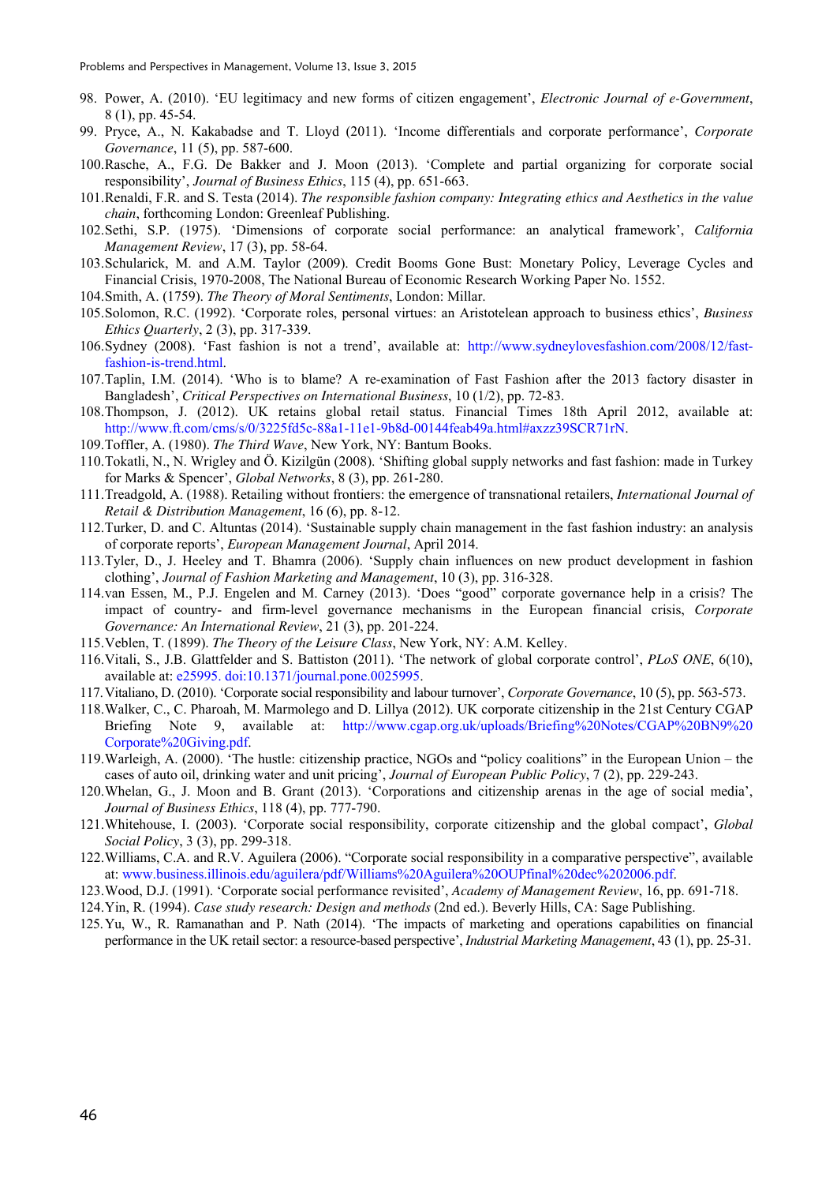98. Power, A. (2010). 'EU legitimacy and new forms of citizen engagement', *Electronic Journal of e-Government*, 8 (1), pp. 45-54.
99. Pryce, A., N. Kakabadse and T. Lloyd (2011). 'Income differentials and corporate performance', *Corporate Governance*, 11 (5), pp. 587-600.
100. Rasche, A., F.G. De Bakker and J. Moon (2013). 'Complete and partial organizing for corporate social responsibility', *Journal of Business Ethics*, 115 (4), pp. 651-663.
101. Renaldi, F.R. and S. Testa (2014). *The responsible fashion company: Integrating ethics and Aesthetics in the value chain*, forthcoming London: Greenleaf Publishing.
102. Sethi, S.P. (1975). 'Dimensions of corporate social performance: an analytical framework', *California Management Review*, 17 (3), pp. 58-64.
103. Schularick, M. and A.M. Taylor (2009). Credit Booms Gone Bust: Monetary Policy, Leverage Cycles and Financial Crisis, 1970-2008, The National Bureau of Economic Research Working Paper No. 1552.
104. Smith, A. (1759). *The Theory of Moral Sentiments*, London: Millar.
105. Solomon, R.C. (1992). 'Corporate roles, personal virtues: an Aristotelean approach to business ethics', *Business Ethics Quarterly*, 2 (3), pp. 317-339.
106. Sydney (2008). 'Fast fashion is not a trend', available at: http://www.sydneylovesfashion.com/2008/12/fast-fashion-is-trend.html.
107. Taplin, I.M. (2014). 'Who is to blame? A re-examination of Fast Fashion after the 2013 factory disaster in Bangladesh', *Critical Perspectives on International Business*, 10 (1/2), pp. 72-83.
108. Thompson, J. (2012). UK retains global retail status. Financial Times 18th April 2012, available at: http://www.ft.com/cms/s/0/3225fd5c-88a1-11e1-9b8d-00144feab49a.html#axzz39SCR71rN.
109. Toffler, A. (1980). *The Third Wave*, New York, NY: Bantum Books.
110. Tokatli, N., N. Wrigley and Ö. Kizilgün (2008). 'Shifting global supply networks and fast fashion: made in Turkey for Marks & Spencer', *Global Networks*, 8 (3), pp. 261-280.
111. Treadgold, A. (1988). Retailing without frontiers: the emergence of transnational retailers, *International Journal of Retail & Distribution Management*, 16 (6), pp. 8-12.
112. Turker, D. and C. Altuntas (2014). 'Sustainable supply chain management in the fast fashion industry: an analysis of corporate reports', *European Management Journal*, April 2014.
113. Tyler, D., J. Heeley and T. Bhamra (2006). 'Supply chain influences on new product development in fashion clothing', *Journal of Fashion Marketing and Management*, 10 (3), pp. 316-328.
114. van Essen, M., P.J. Engelen and M. Carney (2013). 'Does "good" corporate governance help in a crisis? The impact of country- and firm-level governance mechanisms in the European financial crisis, *Corporate Governance: An International Review*, 21 (3), pp. 201-224.
115. Veblen, T. (1899). *The Theory of the Leisure Class*, New York, NY: A.M. Kelley.
116. Vitali, S., J.B. Glattfelder and S. Battiston (2011). 'The network of global corporate control', *PLoS ONE*, 6(10), available at: e25995. doi:10.1371/journal.pone.0025995.
117. Vitaliano, D. (2010). 'Corporate social responsibility and labour turnover', *Corporate Governance*, 10 (5), pp. 563-573.
118. Walker, C., C. Pharoah, M. Marmolego and D. Lillya (2012). UK corporate citizenship in the 21st Century CGAP Briefing Note 9, available at: http://www.cgap.org.uk/uploads/Briefing%20Notes/CGAP%20BN9%20Corporate%20Giving.pdf.
119. Warleigh, A. (2000). 'The hustle: citizenship practice, NGOs and "policy coalitions" in the European Union – the cases of auto oil, drinking water and unit pricing', *Journal of European Public Policy*, 7 (2), pp. 229-243.
120. Whelan, G., J. Moon and B. Grant (2013). 'Corporations and citizenship arenas in the age of social media', *Journal of Business Ethics*, 118 (4), pp. 777-790.
121. Whitehouse, I. (2003). 'Corporate social responsibility, corporate citizenship and the global compact', *Global Social Policy*, 3 (3), pp. 299-318.
122. Williams, C.A. and R.V. Aguilera (2006). "Corporate social responsibility in a comparative perspective", available at: www.business.illinois.edu/aguilera/pdf/Williams%20Aguilera%20OUPfinal%20dec%202006.pdf.
123. Wood, D.J. (1991). 'Corporate social performance revisited', *Academy of Management Review*, 16, pp. 691-718.
124. Yin, R. (1994). *Case study research: Design and methods* (2nd ed.). Beverly Hills, CA: Sage Publishing.
125. Yu, W., R. Ramanathan and P. Nath (2014). 'The impacts of marketing and operations capabilities on financial performance in the UK retail sector: a resource-based perspective', *Industrial Marketing Management*, 43 (1), pp. 25-31.